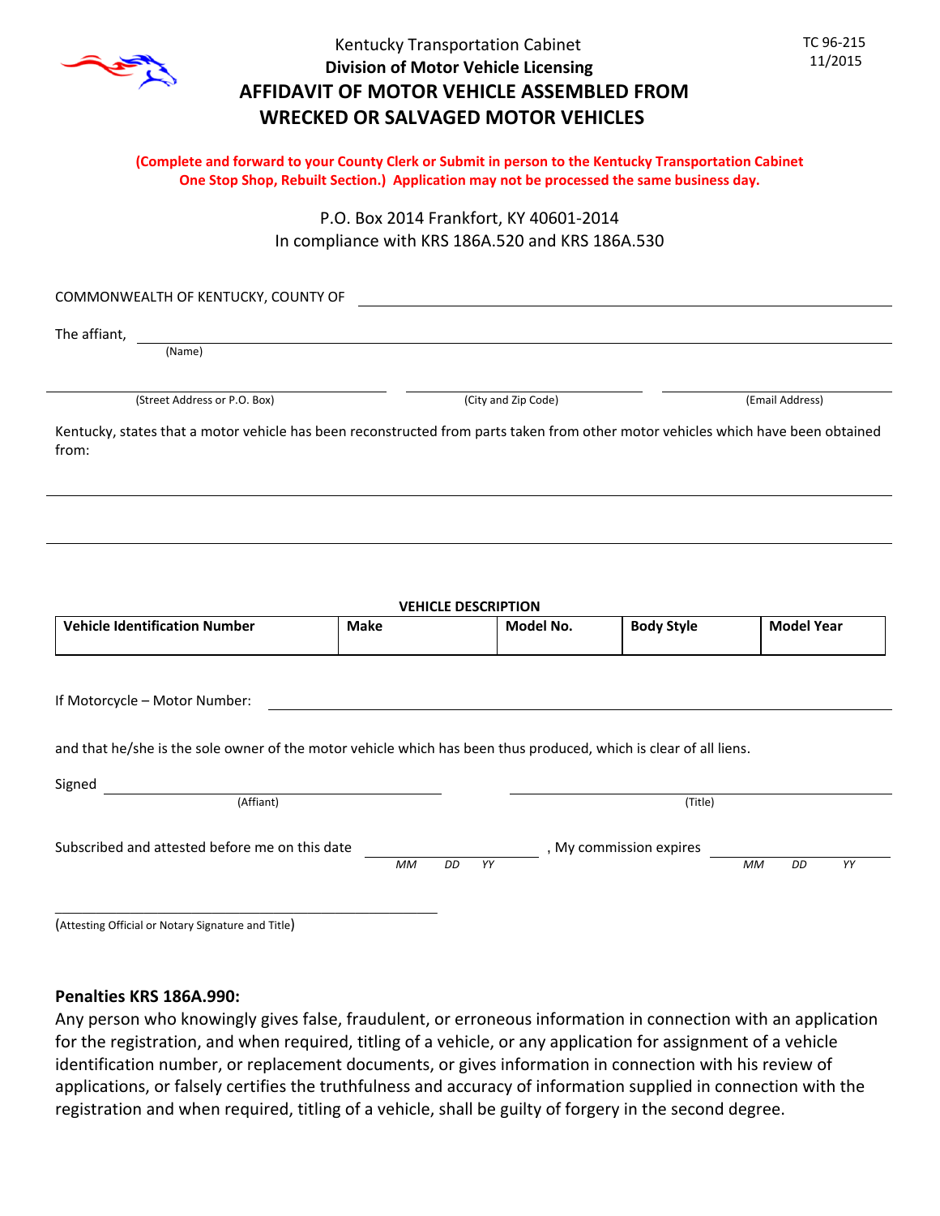Kentucky Transportation Cabinet

**Division of Motor Vehicle Licensing**

TC 96-215
11/2015

# AFFIDAVIT OF MOTOR VEHICLE ASSEMBLED FROM WRECKED OR SALVAGED MOTOR VEHICLES

**(Complete and forward to your County Clerk or Submit in person to the Kentucky Transportation Cabinet One Stop Shop, Rebuilt Section.) Application may not be processed the same business day.**

P.O. Box 2014 Frankfort, KY 40601-2014
In compliance with KRS 186A.520 and KRS 186A.530

COMMONWEALTH OF KENTUCKY, COUNTY OF \_\_\_\_\_\_\_\_\_\_\_\_\_\_\_\_\_\_\_\_

The affiant, \_\_\_\_\_\_\_\_\_\_\_\_\_\_\_\_\_\_\_\_
(Name)

\_\_\_\_\_\_\_\_\_\_\_\_\_\_\_\_\_\_\_\_ (Street Address or P.O. Box) \_\_\_\_\_\_\_\_\_\_\_\_\_\_\_\_\_\_\_\_ (City and Zip Code) \_\_\_\_\_\_\_\_\_\_\_\_\_\_\_\_\_\_\_\_ (Email Address)

Kentucky, states that a motor vehicle has been reconstructed from parts taken from other motor vehicles which have been obtained from:

\_\_\_\_\_\_\_\_\_\_\_\_\_\_\_\_\_\_\_\_\_\_\_\_\_\_\_\_\_\_\_\_\_\_\_\_\_\_\_\_

\_\_\_\_\_\_\_\_\_\_\_\_\_\_\_\_\_\_\_\_\_\_\_\_\_\_\_\_\_\_\_\_\_\_\_\_\_\_\_\_

**VEHICLE DESCRIPTION**

| Vehicle Identification Number | Make | Model No. | Body Style | Model Year |
|---|---|---|---|---|
| | | | | |

If Motorcycle – Motor Number: \_\_\_\_\_\_\_\_\_\_\_\_\_\_\_\_\_\_\_\_

and that he/she is the sole owner of the motor vehicle which has been thus produced, which is clear of all liens.

Signed \_\_\_\_\_\_\_\_\_\_\_\_\_\_\_\_\_\_\_\_ (Affiant) \_\_\_\_\_\_\_\_\_\_\_\_\_\_\_\_\_\_\_\_ (Title)

Subscribed and attested before me on this date \_\_\_\_\_\_\_\_\_\_ (MM DD YY), My commission expires \_\_\_\_\_\_\_\_\_\_ (MM DD YY)

\_\_\_\_\_\_\_\_\_\_\_\_\_\_\_\_\_\_\_\_
(Attesting Official or Notary Signature and Title)

**Penalties KRS 186A.990:**

Any person who knowingly gives false, fraudulent, or erroneous information in connection with an application for the registration, and when required, titling of a vehicle, or any application for assignment of a vehicle identification number, or replacement documents, or gives information in connection with his review of applications, or falsely certifies the truthfulness and accuracy of information supplied in connection with the registration and when required, titling of a vehicle, shall be guilty of forgery in the second degree.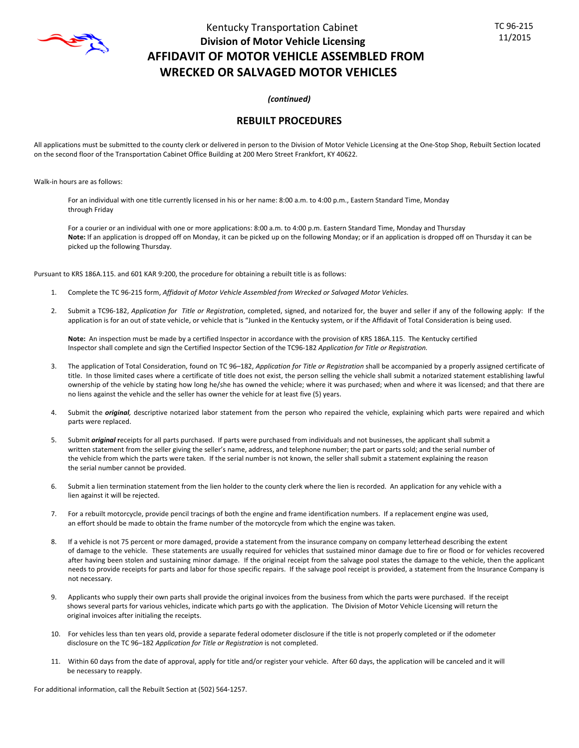Kentucky Transportation Cabinet

**Division of Motor Vehicle Licensing**

TC 96-215
11/2015

# AFFIDAVIT OF MOTOR VEHICLE ASSEMBLED FROM WRECKED OR SALVAGED MOTOR VEHICLES

*(continued)*

## REBUILT PROCEDURES

All applications must be submitted to the county clerk or delivered in person to the Division of Motor Vehicle Licensing at the One-Stop Shop, Rebuilt Section located on the second floor of the Transportation Cabinet Office Building at 200 Mero Street Frankfort, KY 40622.

Walk-in hours are as follows:

For an individual with one title currently licensed in his or her name: 8:00 a.m. to 4:00 p.m., Eastern Standard Time, Monday through Friday

For a courier or an individual with one or more applications: 8:00 a.m. to 4:00 p.m. Eastern Standard Time, Monday and Thursday
**Note:** If an application is dropped off on Monday, it can be picked up on the following Monday; or if an application is dropped off on Thursday it can be picked up the following Thursday.

Pursuant to KRS 186A.115. and 601 KAR 9:200, the procedure for obtaining a rebuilt title is as follows:

1. Complete the TC 96-215 form, *Affidavit of Motor Vehicle Assembled from Wrecked or Salvaged Motor Vehicles.*

2. Submit a TC96-182, *Application for Title or Registration*, completed, signed, and notarized for, the buyer and seller if any of the following apply: If the application is for an out of state vehicle, or vehicle that is "Junked in the Kentucky system, or if the Affidavit of Total Consideration is being used.

   **Note:** An inspection must be made by a certified Inspector in accordance with the provision of KRS 186A.115. The Kentucky certified Inspector shall complete and sign the Certified Inspector Section of the TC96-182 *Application for Title or Registration.*

3. The application of Total Consideration, found on TC 96–182, *Application for Title or Registration* shall be accompanied by a properly assigned certificate of title. In those limited cases where a certificate of title does not exist, the person selling the vehicle shall submit a notarized statement establishing lawful ownership of the vehicle by stating how long he/she has owned the vehicle; where it was purchased; when and where it was licensed; and that there are no liens against the vehicle and the seller has owner the vehicle for at least five (5) years.

4. Submit the ***original***, descriptive notarized labor statement from the person who repaired the vehicle, explaining which parts were repaired and which parts were replaced.

5. Submit ***original*** **r**eceipts for all parts purchased. If parts were purchased from individuals and not businesses, the applicant shall submit a written statement from the seller giving the seller's name, address, and telephone number; the part or parts sold; and the serial number of the vehicle from which the parts were taken. If the serial number is not known, the seller shall submit a statement explaining the reason the serial number cannot be provided.

6. Submit a lien termination statement from the lien holder to the county clerk where the lien is recorded. An application for any vehicle with a lien against it will be rejected.

7. For a rebuilt motorcycle, provide pencil tracings of both the engine and frame identification numbers. If a replacement engine was used, an effort should be made to obtain the frame number of the motorcycle from which the engine was taken.

8. If a vehicle is not 75 percent or more damaged, provide a statement from the insurance company on company letterhead describing the extent of damage to the vehicle. These statements are usually required for vehicles that sustained minor damage due to fire or flood or for vehicles recovered after having been stolen and sustaining minor damage. If the original receipt from the salvage pool states the damage to the vehicle, then the applicant needs to provide receipts for parts and labor for those specific repairs. If the salvage pool receipt is provided, a statement from the Insurance Company is not necessary.

9. Applicants who supply their own parts shall provide the original invoices from the business from which the parts were purchased. If the receipt shows several parts for various vehicles, indicate which parts go with the application. The Division of Motor Vehicle Licensing will return the original invoices after initialing the receipts.

10. For vehicles less than ten years old, provide a separate federal odometer disclosure if the title is not properly completed or if the odometer disclosure on the TC 96–182 *Application for Title or Registration* is not completed.

11. Within 60 days from the date of approval, apply for title and/or register your vehicle. After 60 days, the application will be canceled and it will be necessary to reapply.

For additional information, call the Rebuilt Section at (502) 564-1257.